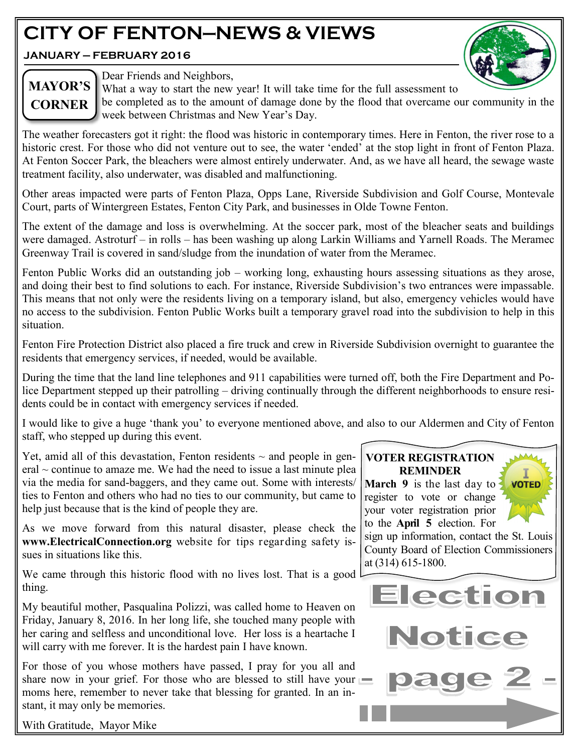# CITY OF FENTON—NEWS & VIEWS

**JANUARY – FEBRUARY 2016**

## MAYOR'S CORNER

Dear Friends and Neighbors,

What a way to start the new year! It will take time for the full assessment to be completed as to the amount of damage done by the flood that overcame our community in the week between Christmas and New Year's Day.

The weather forecasters got it right: the flood was historic in contemporary times. Here in Fenton, the river rose to a historic crest. For those who did not venture out to see, the water 'ended' at the stop light in front of Fenton Plaza. At Fenton Soccer Park, the bleachers were almost entirely underwater. And, as we have all heard, the sewage waste treatment facility, also underwater, was disabled and malfunctioning.

Other areas impacted were parts of Fenton Plaza, Opps Lane, Riverside Subdivision and Golf Course, Montevale Court, parts of Wintergreen Estates, Fenton City Park, and businesses in Olde Towne Fenton.

The extent of the damage and loss is overwhelming. At the soccer park, most of the bleacher seats and buildings were damaged. Astroturf – in rolls – has been washing up along Larkin Williams and Yarnell Roads. The Meramec Greenway Trail is covered in sand/sludge from the inundation of water from the Meramec.

Fenton Public Works did an outstanding job – working long, exhausting hours assessing situations as they arose, and doing their best to find solutions to each. For instance, Riverside Subdivision's two entrances were impassable. This means that not only were the residents living on a temporary island, but also, emergency vehicles would have no access to the subdivision. Fenton Public Works built a temporary gravel road into the subdivision to help in this situation.

Fenton Fire Protection District also placed a fire truck and crew in Riverside Subdivision overnight to guarantee the residents that emergency services, if needed, would be available.

During the time that the land line telephones and 911 capabilities were turned off, both the Fire Department and Police Department stepped up their patrolling – driving continually through the different neighborhoods to ensure residents could be in contact with emergency services if needed.

I would like to give a huge 'thank you' to everyone mentioned above, and also to our Aldermen and City of Fenton staff, who stepped up during this event.

Yet, amid all of this devastation, Fenton residents ~ and people in general ~ continue to amaze me. We had the need to issue a last minute plea via the media for sand-baggers, and they came out. Some with interests/ties to Fenton and others who had no ties to our community, but came to help just because that is the kind of people they are.

As we move forward from this natural disaster, please check the **www.ElectricalConnection.org** website for tips regarding safety issues in situations like this.

We came through this historic flood with no lives lost. That is a good thing.

My beautiful mother, Pasqualina Polizzi, was called home to Heaven on Friday, January 8, 2016. In her long life, she touched many people with her caring and selfless and unconditional love. Her loss is a heartache I will carry with me forever. It is the hardest pain I have known.

For those of you whose mothers have passed, I pray for you all and share now in your grief. For those who are blessed to still have your moms here, remember to never take that blessing for granted. In an instant, it may only be memories.

With Gratitude, Mayor Mike

**VOTER REGISTRATION REMINDER**

**March 9** is the last day to register to vote or change your voter registration prior to the **April 5** election. For sign up information, contact the St. Louis County Board of Election Commissioners at (314) 615-1800.

**Election Notice – page 2 –**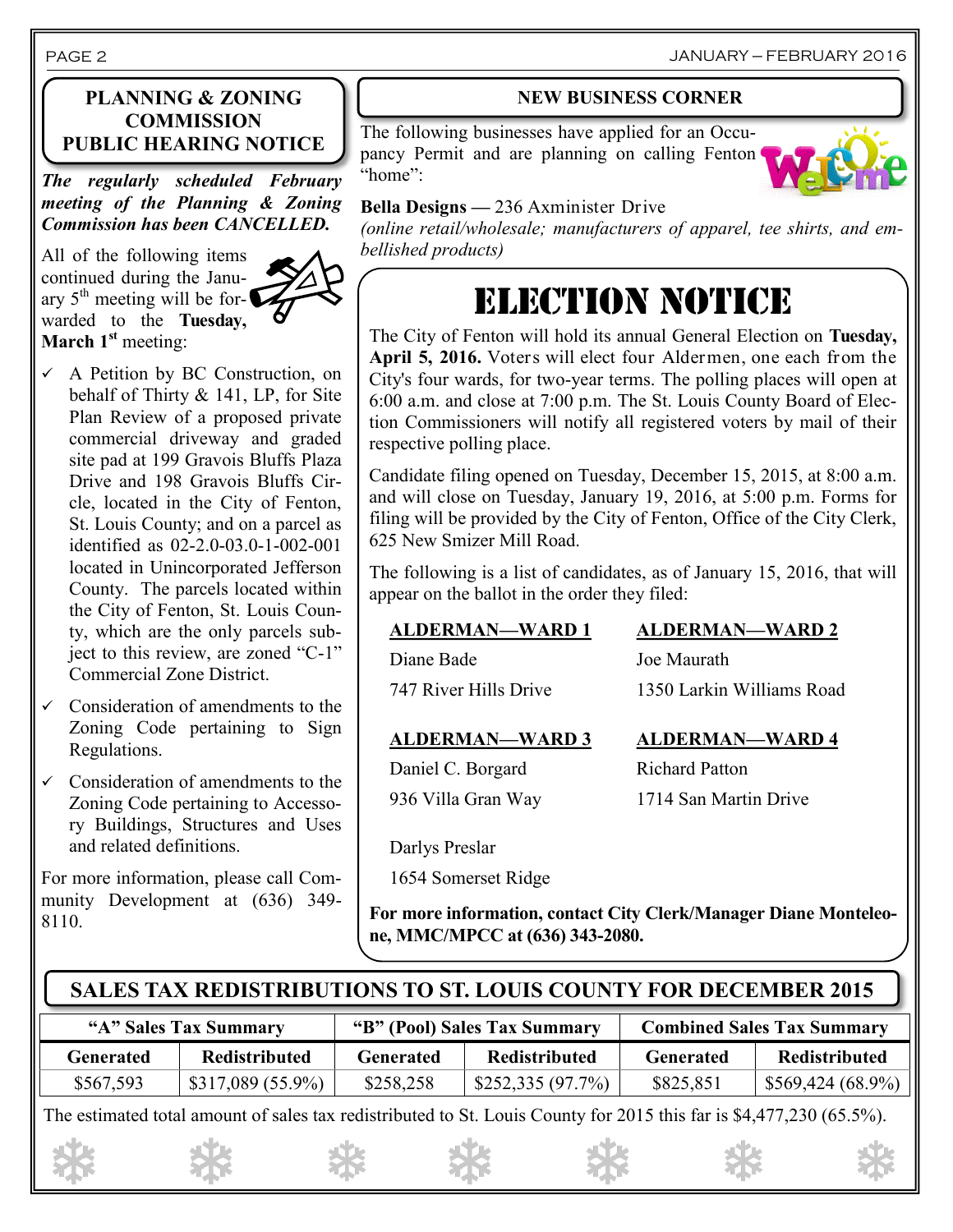## PLANNING & ZONING COMMISSION PUBLIC HEARING NOTICE

***The regularly scheduled February meeting of the Planning & Zoning Commission has been CANCELLED.***

All of the following items continued during the January 5th meeting will be forwarded to the **Tuesday, March 1st** meeting:

- ✓ A Petition by BC Construction, on behalf of Thirty & 141, LP, for Site Plan Review of a proposed private commercial driveway and graded site pad at 199 Gravois Bluffs Plaza Drive and 198 Gravois Bluffs Circle, located in the City of Fenton, St. Louis County; and on a parcel as identified as 02-2.0-03.0-1-002-001 located in Unincorporated Jefferson County. The parcels located within the City of Fenton, St. Louis County, which are the only parcels subject to this review, are zoned "C-1" Commercial Zone District.
- ✓ Consideration of amendments to the Zoning Code pertaining to Sign Regulations.
- ✓ Consideration of amendments to the Zoning Code pertaining to Accessory Buildings, Structures and Uses and related definitions.

For more information, please call Community Development at (636) 349-8110.

## NEW BUSINESS CORNER

The following businesses have applied for an Occupancy Permit and are planning on calling Fenton "home":

**Bella Designs** — 236 Axminister Drive
*(online retail/wholesale; manufacturers of apparel, tee shirts, and embellished products)*

## ELECTION NOTICE

The City of Fenton will hold its annual General Election on **Tuesday, April 5, 2016.** Voters will elect four Aldermen, one each from the City's four wards, for two-year terms. The polling places will open at 6:00 a.m. and close at 7:00 p.m. The St. Louis County Board of Election Commissioners will notify all registered voters by mail of their respective polling place.

Candidate filing opened on Tuesday, December 15, 2015, at 8:00 a.m. and will close on Tuesday, January 19, 2016, at 5:00 p.m. Forms for filing will be provided by the City of Fenton, Office of the City Clerk, 625 New Smizer Mill Road.

The following is a list of candidates, as of January 15, 2016, that will appear on the ballot in the order they filed:

**ALDERMAN—WARD 1**
Diane Bade
747 River Hills Drive

**ALDERMAN—WARD 2**
Joe Maurath
1350 Larkin Williams Road

**ALDERMAN—WARD 3**
Daniel C. Borgard
936 Villa Gran Way

Darlys Preslar
1654 Somerset Ridge

**ALDERMAN—WARD 4**
Richard Patton
1714 San Martin Drive

**For more information, contact City Clerk/Manager Diane Monteleone, MMC/MPCC at (636) 343-2080.**

## SALES TAX REDISTRIBUTIONS TO ST. LOUIS COUNTY FOR DECEMBER 2015

| "A" Sales Tax Summary | | "B" (Pool) Sales Tax Summary | | Combined Sales Tax Summary | |
|---|---|---|---|---|---|
| Generated | Redistributed | Generated | Redistributed | Generated | Redistributed |
| $567,593 | $317,089 (55.9%) | $258,258 | $252,335 (97.7%) | $825,851 | $569,424 (68.9%) |

The estimated total amount of sales tax redistributed to St. Louis County for 2015 this far is $4,477,230 (65.5%).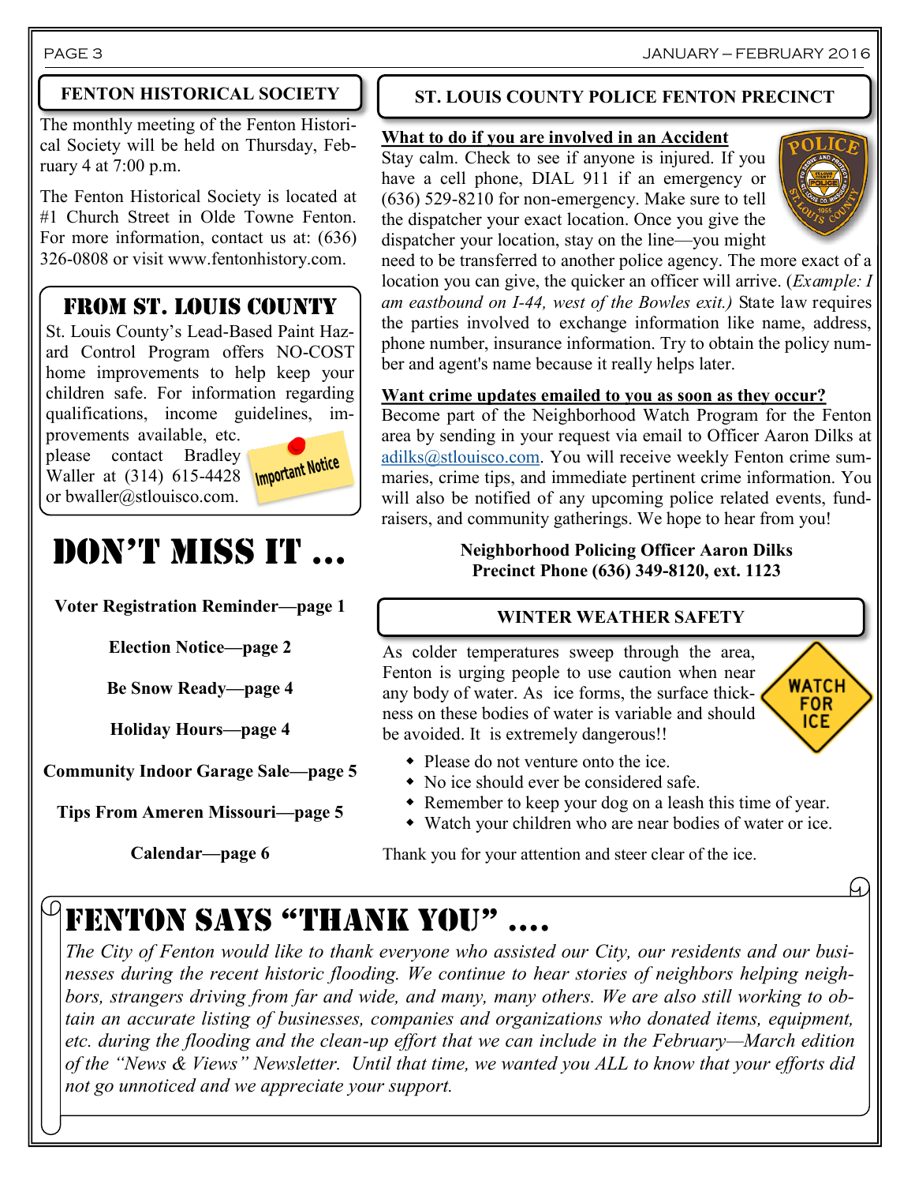## FENTON HISTORICAL SOCIETY

The monthly meeting of the Fenton Historical Society will be held on Thursday, February 4 at 7:00 p.m.

The Fenton Historical Society is located at #1 Church Street in Olde Towne Fenton. For more information, contact us at: (636) 326-0808 or visit www.fentonhistory.com.

## FROM ST. LOUIS COUNTY

St. Louis County's Lead-Based Paint Hazard Control Program offers NO-COST home improvements to help keep your children safe. For information regarding qualifications, income guidelines, improvements available, etc. please contact Bradley Waller at (314) 615-4428 or bwaller@stlouisco.com.

Important Notice

# DON'T MISS IT …

**Voter Registration Reminder—page 1**

**Election Notice—page 2**

**Be Snow Ready—page 4**

**Holiday Hours—page 4**

**Community Indoor Garage Sale—page 5**

**Tips From Ameren Missouri—page 5**

**Calendar—page 6**

## ST. LOUIS COUNTY POLICE FENTON PRECINCT

**What to do if you are involved in an Accident**

Stay calm. Check to see if anyone is injured. If you have a cell phone, DIAL 911 if an emergency or (636) 529-8210 for non-emergency. Make sure to tell the dispatcher your exact location. Once you give the dispatcher your location, stay on the line—you might need to be transferred to another police agency. The more exact of a location you can give, the quicker an officer will arrive. (*Example: I am eastbound on I-44, west of the Bowles exit.)* State law requires the parties involved to exchange information like name, address, phone number, insurance information. Try to obtain the policy number and agent's name because it really helps later.

**Want crime updates emailed to you as soon as they occur?**

Become part of the Neighborhood Watch Program for the Fenton area by sending in your request via email to Officer Aaron Dilks at adilks@stlouisco.com. You will receive weekly Fenton crime summaries, crime tips, and immediate pertinent crime information. You will also be notified of any upcoming police related events, fundraisers, and community gatherings. We hope to hear from you!

**Neighborhood Policing Officer Aaron Dilks**
**Precinct Phone (636) 349-8120, ext. 1123**

## WINTER WEATHER SAFETY

As colder temperatures sweep through the area, Fenton is urging people to use caution when near any body of water. As ice forms, the surface thickness on these bodies of water is variable and should be avoided. It is extremely dangerous!!

WATCH FOR ICE

- Please do not venture onto the ice.
- No ice should ever be considered safe.
- Remember to keep your dog on a leash this time of year.
- Watch your children who are near bodies of water or ice.

Thank you for your attention and steer clear of the ice.

# FENTON SAYS "THANK YOU" ….

*The City of Fenton would like to thank everyone who assisted our City, our residents and our businesses during the recent historic flooding. We continue to hear stories of neighbors helping neighbors, strangers driving from far and wide, and many, many others. We are also still working to obtain an accurate listing of businesses, companies and organizations who donated items, equipment, etc. during the flooding and the clean-up effort that we can include in the February—March edition of the "News & Views" Newsletter. Until that time, we wanted you ALL to know that your efforts did not go unnoticed and we appreciate your support.*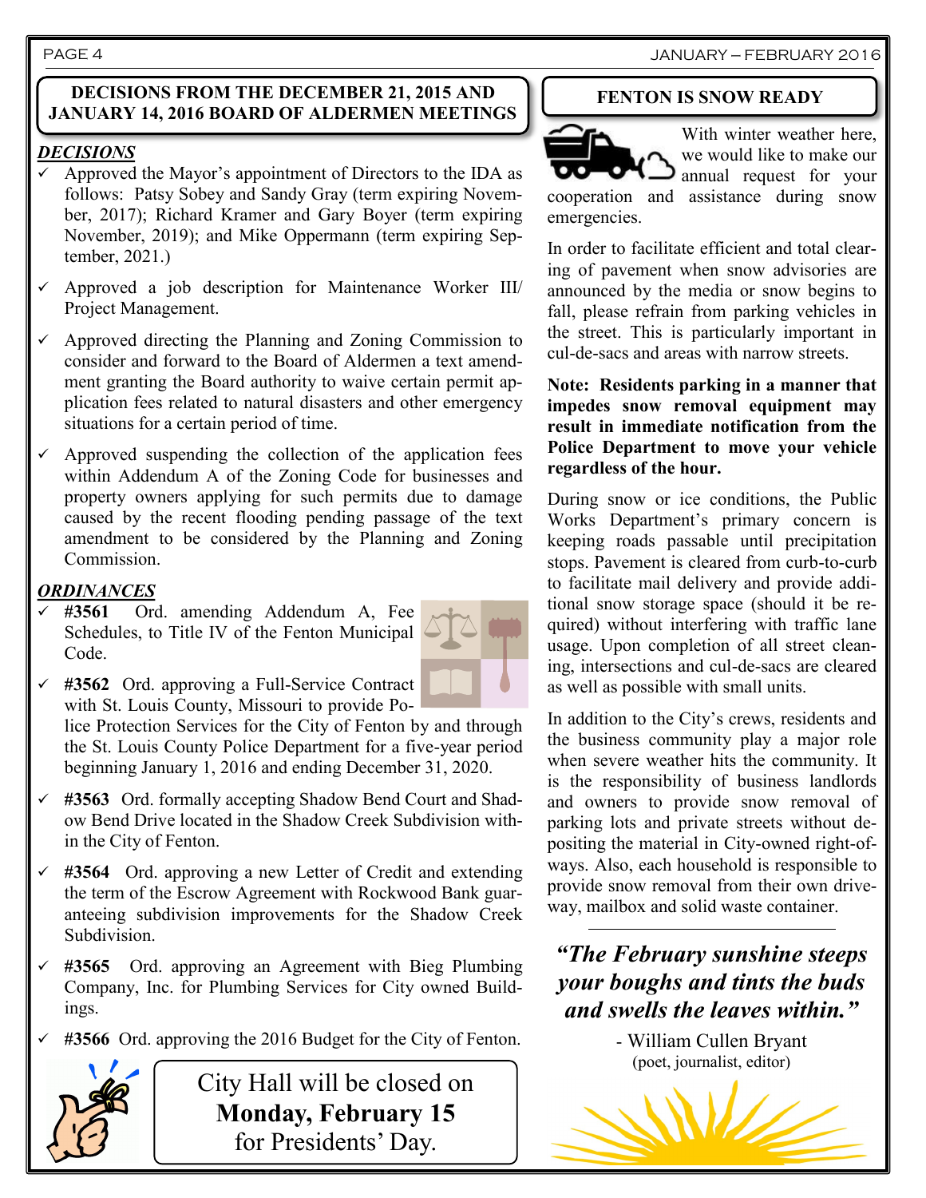## DECISIONS FROM THE DECEMBER 21, 2015 AND JANUARY 14, 2016 BOARD OF ALDERMEN MEETINGS

***DECISIONS***

- ✓ Approved the Mayor's appointment of Directors to the IDA as follows: Patsy Sobey and Sandy Gray (term expiring November, 2017); Richard Kramer and Gary Boyer (term expiring November, 2019); and Mike Oppermann (term expiring September, 2021.)
- ✓ Approved a job description for Maintenance Worker III/ Project Management.
- ✓ Approved directing the Planning and Zoning Commission to consider and forward to the Board of Aldermen a text amendment granting the Board authority to waive certain permit application fees related to natural disasters and other emergency situations for a certain period of time.
- ✓ Approved suspending the collection of the application fees within Addendum A of the Zoning Code for businesses and property owners applying for such permits due to damage caused by the recent flooding pending passage of the text amendment to be considered by the Planning and Zoning Commission.

***ORDINANCES***

- ✓ **#3561** Ord. amending Addendum A, Fee Schedules, to Title IV of the Fenton Municipal Code.
- ✓ **#3562** Ord. approving a Full-Service Contract with St. Louis County, Missouri to provide Police Protection Services for the City of Fenton by and through the St. Louis County Police Department for a five-year period beginning January 1, 2016 and ending December 31, 2020.
- ✓ **#3563** Ord. formally accepting Shadow Bend Court and Shadow Bend Drive located in the Shadow Creek Subdivision within the City of Fenton.
- ✓ **#3564** Ord. approving a new Letter of Credit and extending the term of the Escrow Agreement with Rockwood Bank guaranteeing subdivision improvements for the Shadow Creek Subdivision.
- ✓ **#3565** Ord. approving an Agreement with Bieg Plumbing Company, Inc. for Plumbing Services for City owned Buildings.
- ✓ **#3566** Ord. approving the 2016 Budget for the City of Fenton.

City Hall will be closed on **Monday, February 15** for Presidents' Day.

## FENTON IS SNOW READY

With winter weather here, we would like to make our annual request for your cooperation and assistance during snow emergencies.

In order to facilitate efficient and total clearing of pavement when snow advisories are announced by the media or snow begins to fall, please refrain from parking vehicles in the street. This is particularly important in cul-de-sacs and areas with narrow streets.

**Note: Residents parking in a manner that impedes snow removal equipment may result in immediate notification from the Police Department to move your vehicle regardless of the hour.**

During snow or ice conditions, the Public Works Department's primary concern is keeping roads passable until precipitation stops. Pavement is cleared from curb-to-curb to facilitate mail delivery and provide additional snow storage space (should it be required) without interfering with traffic lane usage. Upon completion of all street cleaning, intersections and cul-de-sacs are cleared as well as possible with small units.

In addition to the City's crews, residents and the business community play a major role when severe weather hits the community. It is the responsibility of business landlords and owners to provide snow removal of parking lots and private streets without depositing the material in City-owned right-of-ways. Also, each household is responsible to provide snow removal from their own driveway, mailbox and solid waste container.

***"The February sunshine steeps your boughs and tints the buds and swells the leaves within."***

- William Cullen Bryant
(poet, journalist, editor)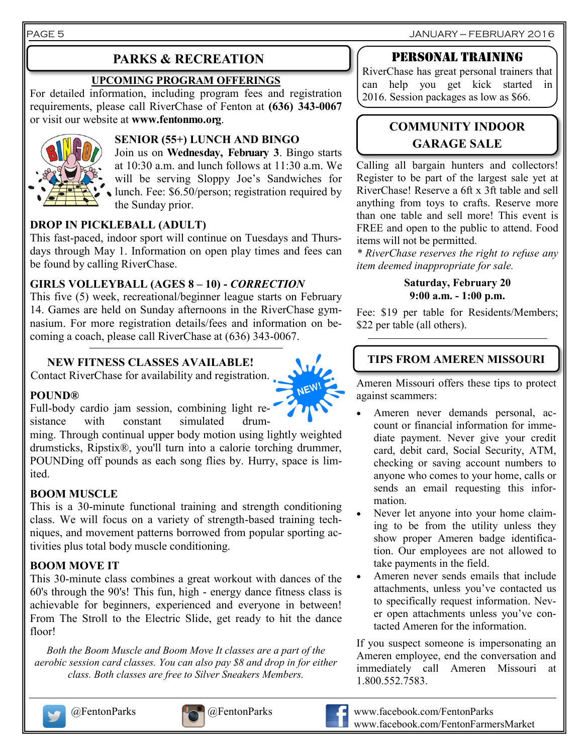## PARKS & RECREATION

### UPCOMING PROGRAM OFFERINGS

For detailed information, including program fees and registration requirements, please call RiverChase of Fenton at **(636) 343-0067** or visit our website at **www.fentonmo.org**.

### SENIOR (55+) LUNCH AND BINGO

Join us on **Wednesday, February 3**. Bingo starts at 10:30 a.m. and lunch follows at 11:30 a.m. We will be serving Sloppy Joe's Sandwiches for lunch. Fee: $6.50/person; registration required by the Sunday prior.

### DROP IN PICKLEBALL (ADULT)

This fast-paced, indoor sport will continue on Tuesdays and Thursdays through May 1. Information on open play times and fees can be found by calling RiverChase.

### GIRLS VOLLEYBALL (AGES 8 – 10) - *CORRECTION*

This five (5) week, recreational/beginner league starts on February 14. Games are held on Sunday afternoons in the RiverChase gymnasium. For more registration details/fees and information on becoming a coach, please call RiverChase at (636) 343-0067.

### NEW FITNESS CLASSES AVAILABLE!

Contact RiverChase for availability and registration.

NEW!

### POUND®

Full-body cardio jam session, combining light resistance with constant simulated drumming. Through continual upper body motion using lightly weighted drumsticks, Ripstix®, you'll turn into a calorie torching drummer, POUNDing off pounds as each song flies by. Hurry, space is limited.

### BOOM MUSCLE

This is a 30-minute functional training and strength conditioning class. We will focus on a variety of strength-based training techniques, and movement patterns borrowed from popular sporting activities plus total body muscle conditioning.

### BOOM MOVE IT

This 30-minute class combines a great workout with dances of the 60's through the 90's! This fun, high - energy dance fitness class is achievable for beginners, experienced and everyone in between! From The Stroll to the Electric Slide, get ready to hit the dance floor!

*Both the Boom Muscle and Boom Move It classes are a part of the aerobic session card classes. You can also pay $8 and drop in for either class. Both classes are free to Silver Sneakers Members.*

## PERSONAL TRAINING

RiverChase has great personal trainers that can help you get kick started in 2016. Session packages as low as $66.

## COMMUNITY INDOOR GARAGE SALE

Calling all bargain hunters and collectors! Register to be part of the largest sale yet at RiverChase! Reserve a 6ft x 3ft table and sell anything from toys to crafts. Reserve more than one table and sell more! This event is FREE and open to the public to attend. Food items will not be permitted.

*\* RiverChase reserves the right to refuse any item deemed inappropriate for sale.*

**Saturday, February 20**
**9:00 a.m. - 1:00 p.m.**

Fee: $19 per table for Residents/Members; $22 per table (all others).

## TIPS FROM AMEREN MISSOURI

Ameren Missouri offers these tips to protect against scammers:

- Ameren never demands personal, account or financial information for immediate payment. Never give your credit card, debit card, Social Security, ATM, checking or saving account numbers to anyone who comes to your home, calls or sends an email requesting this information.
- Never let anyone into your home claiming to be from the utility unless they show proper Ameren badge identification. Our employees are not allowed to take payments in the field.
- Ameren never sends emails that include attachments, unless you've contacted us to specifically request information. Never open attachments unless you've contacted Ameren for the information.

If you suspect someone is impersonating an Ameren employee, end the conversation and immediately call Ameren Missouri at 1.800.552.7583.

@FentonParks  @FentonParks  www.facebook.com/FentonParks
www.facebook.com/FentonFarmersMarket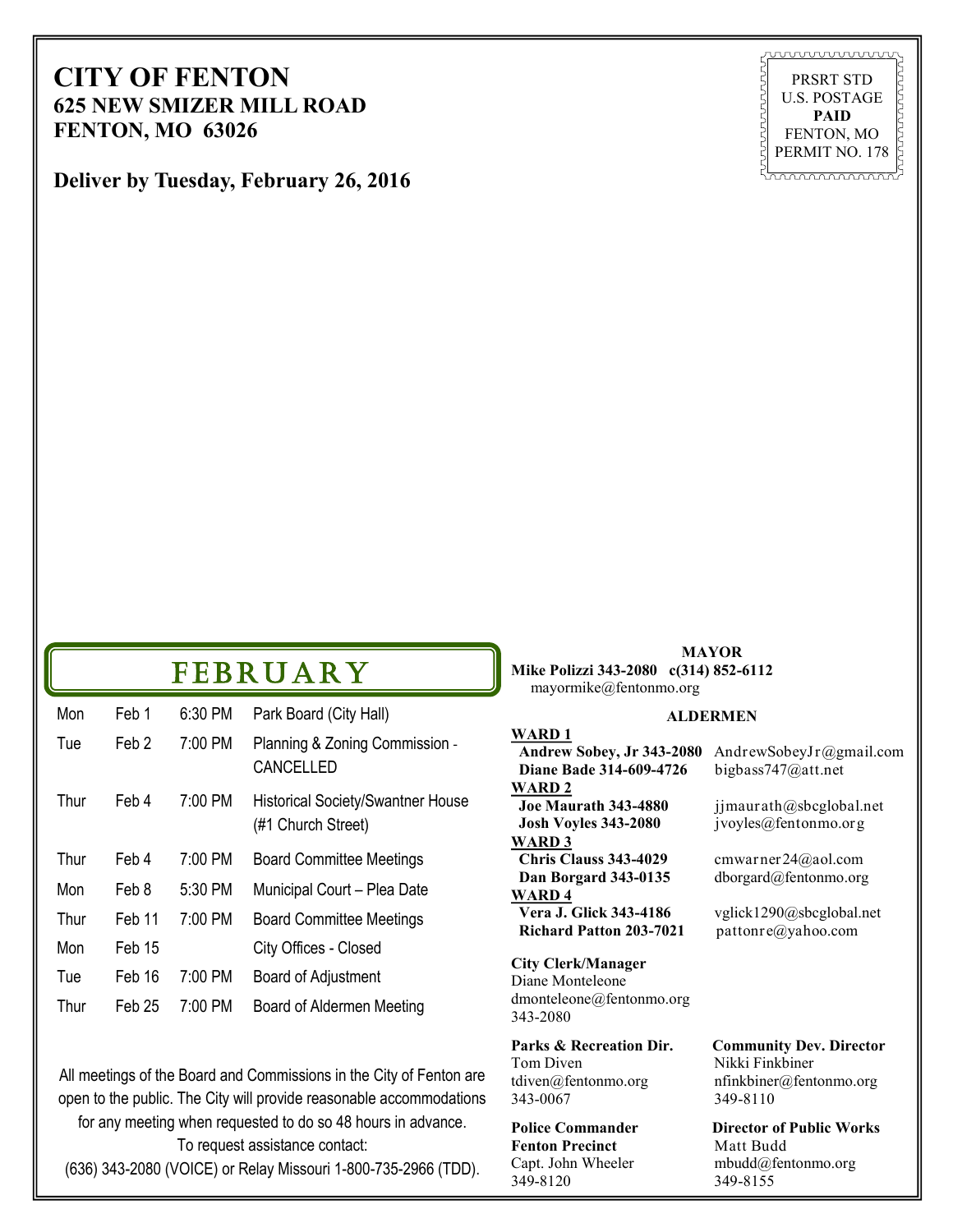# CITY OF FENTON
## 625 NEW SMIZER MILL ROAD
## FENTON, MO 63026

**Deliver by Tuesday, February 26, 2016**

PRSRT STD
U.S. POSTAGE
**PAID**
FENTON, MO
PERMIT NO. 178

## FEBRUARY

| | | | |
|---|---|---|---|
| Mon | Feb 1 | 6:30 PM | Park Board (City Hall) |
| Tue | Feb 2 | 7:00 PM | Planning & Zoning Commission - CANCELLED |
| Thur | Feb 4 | 7:00 PM | Historical Society/Swantner House (#1 Church Street) |
| Thur | Feb 4 | 7:00 PM | Board Committee Meetings |
| Mon | Feb 8 | 5:30 PM | Municipal Court – Plea Date |
| Thur | Feb 11 | 7:00 PM | Board Committee Meetings |
| Mon | Feb 15 | | City Offices - Closed |
| Tue | Feb 16 | 7:00 PM | Board of Adjustment |
| Thur | Feb 25 | 7:00 PM | Board of Aldermen Meeting |

All meetings of the Board and Commissions in the City of Fenton are open to the public. The City will provide reasonable accommodations for any meeting when requested to do so 48 hours in advance. To request assistance contact:
(636) 343-2080 (VOICE) or Relay Missouri 1-800-735-2966 (TDD).

**MAYOR**
**Mike Polizzi 343-2080 c(314) 852-6112**
mayormike@fentonmo.org

**ALDERMEN**

**WARD 1**
**Andrew Sobey, Jr 343-2080** AndrewSobeyJr@gmail.com
**Diane Bade 314-609-4726** bigbass747@att.net

**WARD 2**
**Joe Maurath 343-4880** jjmaurath@sbcglobal.net
**Josh Voyles 343-2080** jvoyles@fentonmo.org

**WARD 3**
**Chris Clauss 343-4029** cmwarner24@aol.com
**Dan Borgard 343-0135** dborgard@fentonmo.org

**WARD 4**
**Vera J. Glick 343-4186** vglick1290@sbcglobal.net
**Richard Patton 203-7021** pattonre@yahoo.com

**City Clerk/Manager**
Diane Monteleone
dmonteleone@fentonmo.org
343-2080

**Parks & Recreation Dir.**
Tom Diven
tdiven@fentonmo.org
343-0067

**Community Dev. Director**
Nikki Finkbiner
nfinkbiner@fentonmo.org
349-8110

**Police Commander**
**Fenton Precinct**
Capt. John Wheeler
349-8120

**Director of Public Works**
Matt Budd
mbudd@fentonmo.org
349-8155